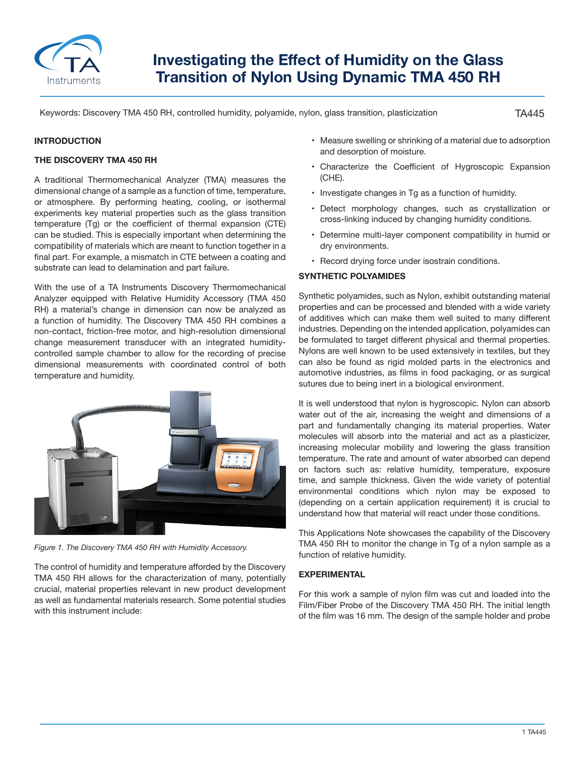# Investigating the Effect of Humidity on the Glass Transition of Nylon Using Dynamic TMA 450 RH

Keywords: Discovery TMA 450 RH, controlled humidity, polyamide, nylon, glass transition, plasticization

TA445

## INTRODUCTION

### THE DISCOVERY TMA 450 RH

A traditional Thermomechanical Analyzer (TMA) measures the dimensional change of a sample as a function of time, temperature, or atmosphere. By performing heating, cooling, or isothermal experiments key material properties such as the glass transition temperature (Tg) or the coefficient of thermal expansion (CTE) can be studied. This is especially important when determining the compatibility of materials which are meant to function together in a final part. For example, a mismatch in CTE between a coating and substrate can lead to delamination and part failure.

With the use of a TA Instruments Discovery Thermomechanical Analyzer equipped with Relative Humidity Accessory (TMA 450 RH) a material's change in dimension can now be analyzed as a function of humidity. The Discovery TMA 450 RH combines a non-contact, friction-free motor, and high-resolution dimensional change measurement transducer with an integrated humidity-controlled sample chamber to allow for the recording of precise dimensional measurements with coordinated control of both temperature and humidity.

*Figure 1. The Discovery TMA 450 RH with Humidity Accessory.*

The control of humidity and temperature afforded by the Discovery TMA 450 RH allows for the characterization of many, potentially crucial, material properties relevant in new product development as well as fundamental materials research. Some potential studies with this instrument include:

- Measure swelling or shrinking of a material due to adsorption and desorption of moisture.
- Characterize the Coefficient of Hygroscopic Expansion (CHE).
- Investigate changes in Tg as a function of humidity.
- Detect morphology changes, such as crystallization or cross-linking induced by changing humidity conditions.
- Determine multi-layer component compatibility in humid or dry environments.
- Record drying force under isostrain conditions.

### SYNTHETIC POLYAMIDES

Synthetic polyamides, such as Nylon, exhibit outstanding material properties and can be processed and blended with a wide variety of additives which can make them well suited to many different industries. Depending on the intended application, polyamides can be formulated to target different physical and thermal properties. Nylons are well known to be used extensively in textiles, but they can also be found as rigid molded parts in the electronics and automotive industries, as films in food packaging, or as surgical sutures due to being inert in a biological environment.

It is well understood that nylon is hygroscopic. Nylon can absorb water out of the air, increasing the weight and dimensions of a part and fundamentally changing its material properties. Water molecules will absorb into the material and act as a plasticizer, increasing molecular mobility and lowering the glass transition temperature. The rate and amount of water absorbed can depend on factors such as: relative humidity, temperature, exposure time, and sample thickness. Given the wide variety of potential environmental conditions which nylon may be exposed to (depending on a certain application requirement) it is crucial to understand how that material will react under those conditions.

This Applications Note showcases the capability of the Discovery TMA 450 RH to monitor the change in Tg of a nylon sample as a function of relative humidity.

## EXPERIMENTAL

For this work a sample of nylon film was cut and loaded into the Film/Fiber Probe of the Discovery TMA 450 RH. The initial length of the film was 16 mm. The design of the sample holder and probe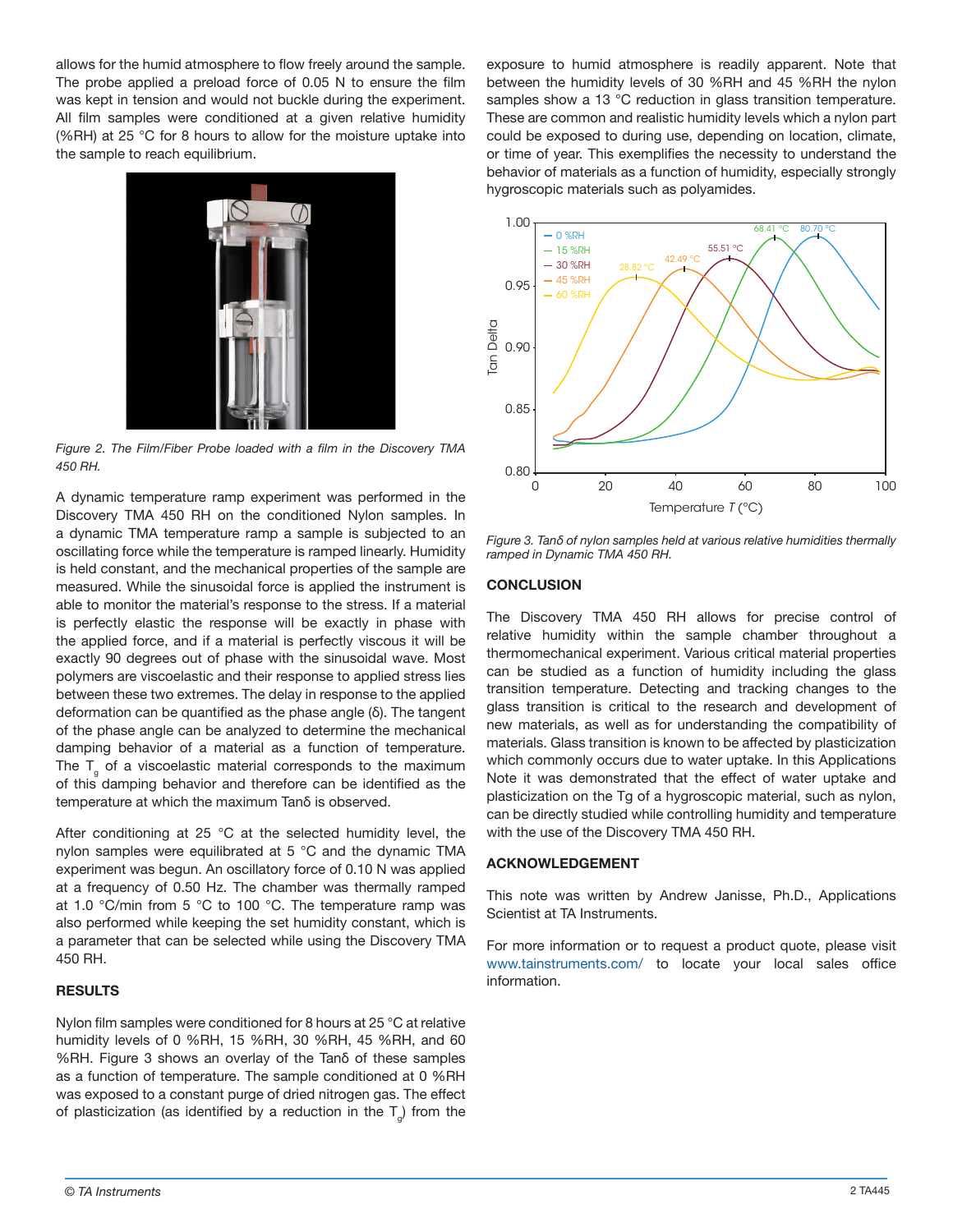allows for the humid atmosphere to flow freely around the sample. The probe applied a preload force of 0.05 N to ensure the film was kept in tension and would not buckle during the experiment. All film samples were conditioned at a given relative humidity (%RH) at 25 °C for 8 hours to allow for the moisture uptake into the sample to reach equilibrium.

*Figure 2. The Film/Fiber Probe loaded with a film in the Discovery TMA 450 RH.*

A dynamic temperature ramp experiment was performed in the Discovery TMA 450 RH on the conditioned Nylon samples. In a dynamic TMA temperature ramp a sample is subjected to an oscillating force while the temperature is ramped linearly. Humidity is held constant, and the mechanical properties of the sample are measured. While the sinusoidal force is applied the instrument is able to monitor the material's response to the stress. If a material is perfectly elastic the response will be exactly in phase with the applied force, and if a material is perfectly viscous it will be exactly 90 degrees out of phase with the sinusoidal wave. Most polymers are viscoelastic and their response to applied stress lies between these two extremes. The delay in response to the applied deformation can be quantified as the phase angle (δ). The tangent of the phase angle can be analyzed to determine the mechanical damping behavior of a material as a function of temperature. The $T_g$ of a viscoelastic material corresponds to the maximum of this damping behavior and therefore can be identified as the temperature at which the maximum Tanδ is observed.

After conditioning at 25 °C at the selected humidity level, the nylon samples were equilibrated at 5 °C and the dynamic TMA experiment was begun. An oscillatory force of 0.10 N was applied at a frequency of 0.50 Hz. The chamber was thermally ramped at 1.0 °C/min from 5 °C to 100 °C. The temperature ramp was also performed while keeping the set humidity constant, which is a parameter that can be selected while using the Discovery TMA 450 RH.

## RESULTS

Nylon film samples were conditioned for 8 hours at 25 °C at relative humidity levels of 0 %RH, 15 %RH, 30 %RH, 45 %RH, and 60 %RH. Figure 3 shows an overlay of the Tanδ of these samples as a function of temperature. The sample conditioned at 0 %RH was exposed to a constant purge of dried nitrogen gas. The effect of plasticization (as identified by a reduction in the $T_g$) from the exposure to humid atmosphere is readily apparent. Note that between the humidity levels of 30 %RH and 45 %RH the nylon samples show a 13 °C reduction in glass transition temperature. These are common and realistic humidity levels which a nylon part could be exposed to during use, depending on location, climate, or time of year. This exemplifies the necessity to understand the behavior of materials as a function of humidity, especially strongly hygroscopic materials such as polyamides.

0 %RH
15 %RH
30 %RH
45 %RH
60 %RH
28.82 °C
42.49 °C
55.51 °C
68.41 °C
80.70 °C
Tan Delta
Temperature $T$ (°C)

*Figure 3. Tanδ of nylon samples held at various relative humidities thermally ramped in Dynamic TMA 450 RH.*

## CONCLUSION

The Discovery TMA 450 RH allows for precise control of relative humidity within the sample chamber throughout a thermomechanical experiment. Various critical material properties can be studied as a function of humidity including the glass transition temperature. Detecting and tracking changes to the glass transition is critical to the research and development of new materials, as well as for understanding the compatibility of materials. Glass transition is known to be affected by plasticization which commonly occurs due to water uptake. In this Applications Note it was demonstrated that the effect of water uptake and plasticization on the Tg of a hygroscopic material, such as nylon, can be directly studied while controlling humidity and temperature with the use of the Discovery TMA 450 RH.

## ACKNOWLEDGEMENT

This note was written by Andrew Janisse, Ph.D., Applications Scientist at TA Instruments.

For more information or to request a product quote, please visit www.tainstruments.com/ to locate your local sales office information.